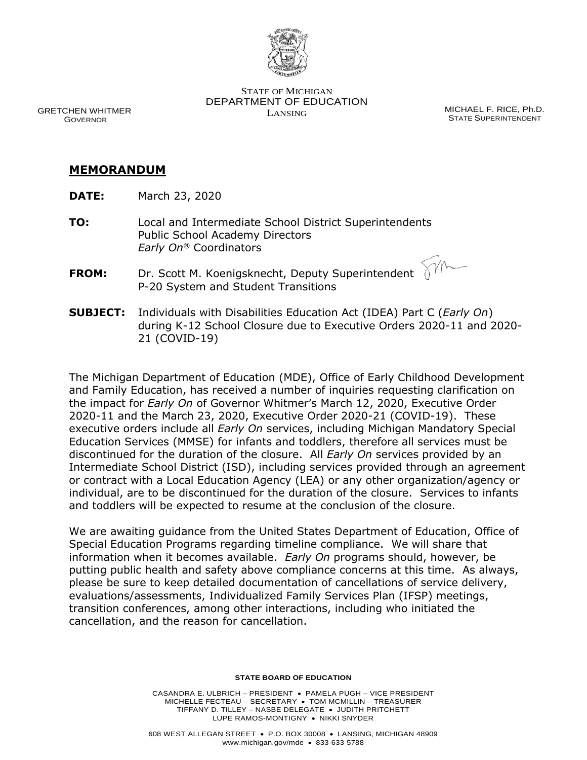STATE OF MICHIGAN
DEPARTMENT OF EDUCATION
LANSING

GRETCHEN WHITMER
GOVERNOR

MICHAEL F. RICE, Ph.D.
STATE SUPERINTENDENT

## MEMORANDUM

**DATE:** March 23, 2020

**TO:** Local and Intermediate School District Superintendents
Public School Academy Directors
*Early On*® Coordinators

**FROM:** Dr. Scott M. Koenigsknecht, Deputy Superintendent
P-20 System and Student Transitions

**SUBJECT:** Individuals with Disabilities Education Act (IDEA) Part C (*Early On*) during K-12 School Closure due to Executive Orders 2020-11 and 2020-21 (COVID-19)

The Michigan Department of Education (MDE), Office of Early Childhood Development and Family Education, has received a number of inquiries requesting clarification on the impact for *Early On* of Governor Whitmer's March 12, 2020, Executive Order 2020-11 and the March 23, 2020, Executive Order 2020-21 (COVID-19). These executive orders include all *Early On* services, including Michigan Mandatory Special Education Services (MMSE) for infants and toddlers, therefore all services must be discontinued for the duration of the closure. All *Early On* services provided by an Intermediate School District (ISD), including services provided through an agreement or contract with a Local Education Agency (LEA) or any other organization/agency or individual, are to be discontinued for the duration of the closure. Services to infants and toddlers will be expected to resume at the conclusion of the closure.

We are awaiting guidance from the United States Department of Education, Office of Special Education Programs regarding timeline compliance. We will share that information when it becomes available. *Early On* programs should, however, be putting public health and safety above compliance concerns at this time. As always, please be sure to keep detailed documentation of cancellations of service delivery, evaluations/assessments, Individualized Family Services Plan (IFSP) meetings, transition conferences, among other interactions, including who initiated the cancellation, and the reason for cancellation.

**STATE BOARD OF EDUCATION**

CASANDRA E. ULBRICH – PRESIDENT • PAMELA PUGH – VICE PRESIDENT
MICHELLE FECTEAU – SECRETARY • TOM MCMILLIN – TREASURER
TIFFANY D. TILLEY – NASBE DELEGATE • JUDITH PRITCHETT
LUPE RAMOS-MONTIGNY • NIKKI SNYDER

608 WEST ALLEGAN STREET • P.O. BOX 30008 • LANSING, MICHIGAN 48909
www.michigan.gov/mde • 833-633-5788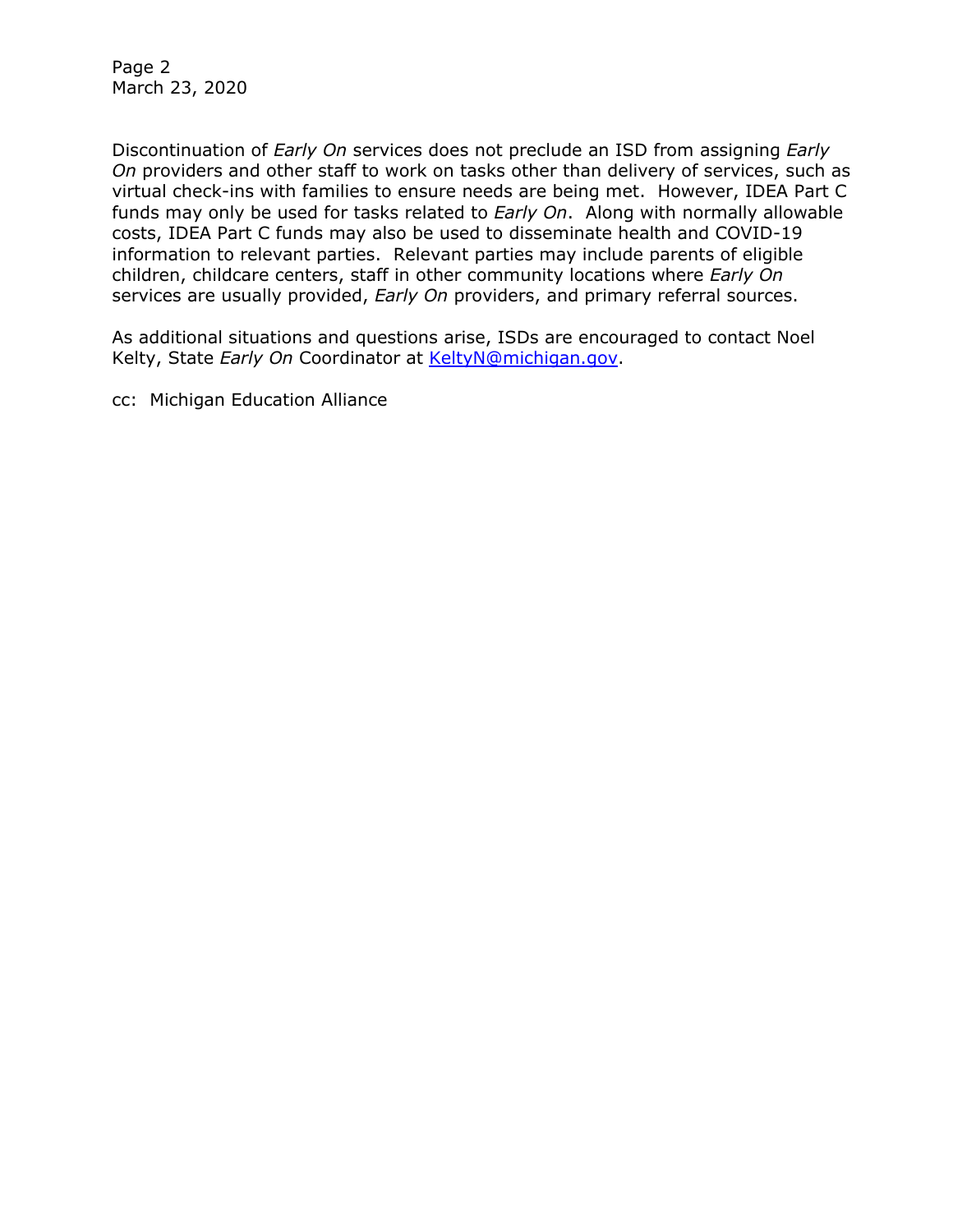Discontinuation of *Early On* services does not preclude an ISD from assigning *Early On* providers and other staff to work on tasks other than delivery of services, such as virtual check-ins with families to ensure needs are being met. However, IDEA Part C funds may only be used for tasks related to *Early On*. Along with normally allowable costs, IDEA Part C funds may also be used to disseminate health and COVID-19 information to relevant parties. Relevant parties may include parents of eligible children, childcare centers, staff in other community locations where *Early On* services are usually provided, *Early On* providers, and primary referral sources.

As additional situations and questions arise, ISDs are encouraged to contact Noel Kelty, State *Early On* Coordinator at KeltyN@michigan.gov.

cc: Michigan Education Alliance